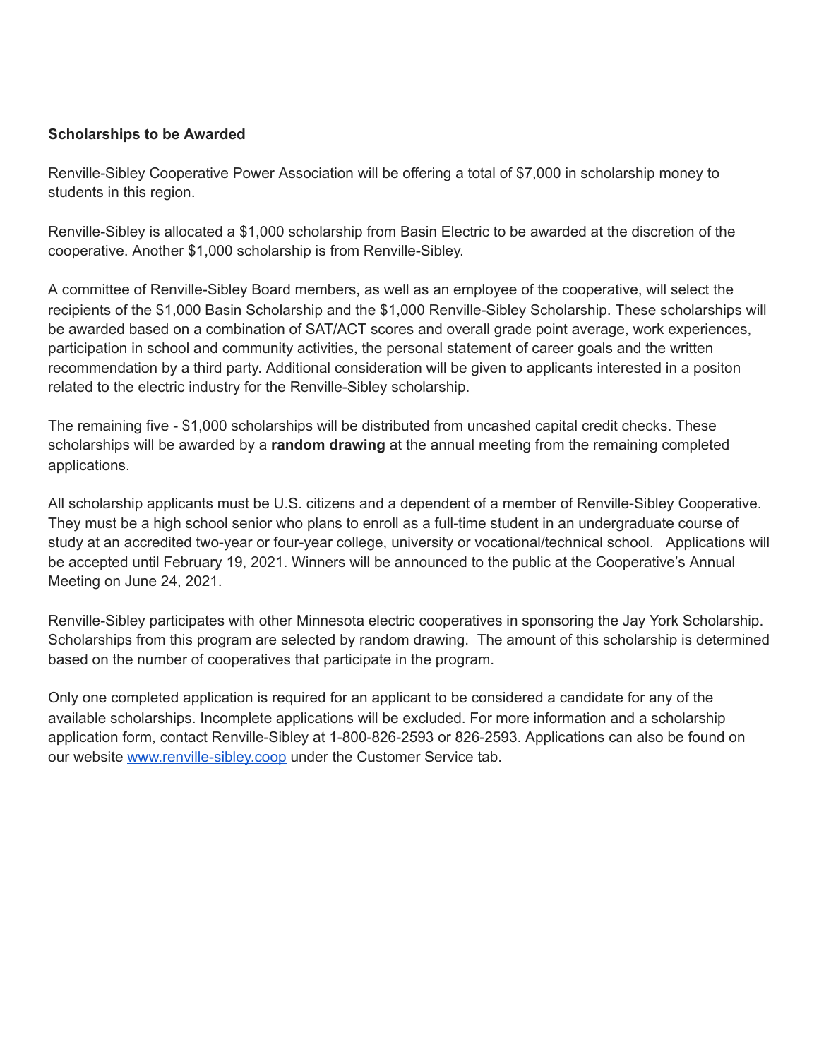**Scholarships to be Awarded**

Renville-Sibley Cooperative Power Association will be offering a total of $7,000 in scholarship money to students in this region.

Renville-Sibley is allocated a $1,000 scholarship from Basin Electric to be awarded at the discretion of the cooperative. Another $1,000 scholarship is from Renville-Sibley.

A committee of Renville-Sibley Board members, as well as an employee of the cooperative, will select the recipients of the $1,000 Basin Scholarship and the $1,000 Renville-Sibley Scholarship. These scholarships will be awarded based on a combination of SAT/ACT scores and overall grade point average, work experiences, participation in school and community activities, the personal statement of career goals and the written recommendation by a third party. Additional consideration will be given to applicants interested in a positon related to the electric industry for the Renville-Sibley scholarship.

The remaining five - $1,000 scholarships will be distributed from uncashed capital credit checks. These scholarships will be awarded by a **random drawing** at the annual meeting from the remaining completed applications.

All scholarship applicants must be U.S. citizens and a dependent of a member of Renville-Sibley Cooperative. They must be a high school senior who plans to enroll as a full-time student in an undergraduate course of study at an accredited two-year or four-year college, university or vocational/technical school. Applications will be accepted until February 19, 2021. Winners will be announced to the public at the Cooperative's Annual Meeting on June 24, 2021.

Renville-Sibley participates with other Minnesota electric cooperatives in sponsoring the Jay York Scholarship. Scholarships from this program are selected by random drawing. The amount of this scholarship is determined based on the number of cooperatives that participate in the program.

Only one completed application is required for an applicant to be considered a candidate for any of the available scholarships. Incomplete applications will be excluded. For more information and a scholarship application form, contact Renville-Sibley at 1-800-826-2593 or 826-2593. Applications can also be found on our website [www.renville-sibley.coop](http://www.renville-sibley.coop) under the Customer Service tab.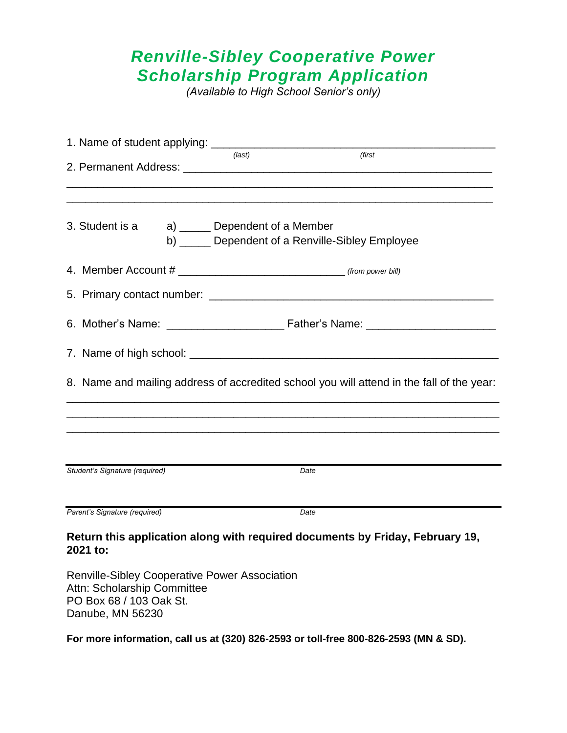# Renville-Sibley Cooperative Power Scholarship Program Application

*(Available to High School Senior's only)*

1. Name of student applying: ______________________________________________
   *(last)* *(first*

2. Permanent Address: ____________________________________________________

   ________________________________________________________________________

   ________________________________________________________________________

3. Student is a
   a) _____ Dependent of a Member
   b) _____ Dependent of a Renville-Sibley Employee

4. Member Account # __________________________ *(from power bill)*

5. Primary contact number: _______________________________________________

6. Mother's Name: __________________ Father's Name: ____________________

7. Name of high school: _________________________________________________

8. Name and mailing address of accredited school you will attend in the fall of the year:

   ________________________________________________________________________

   ________________________________________________________________________

   ________________________________________________________________________

________________________________________________________________________
*Student's Signature (required)* *Date*

________________________________________________________________________
*Parent's Signature (required)* *Date*

**Return this application along with required documents by Friday, February 19, 2021 to:**

Renville-Sibley Cooperative Power Association
Attn: Scholarship Committee
PO Box 68 / 103 Oak St.
Danube, MN 56230

**For more information, call us at (320) 826-2593 or toll-free 800-826-2593 (MN & SD).**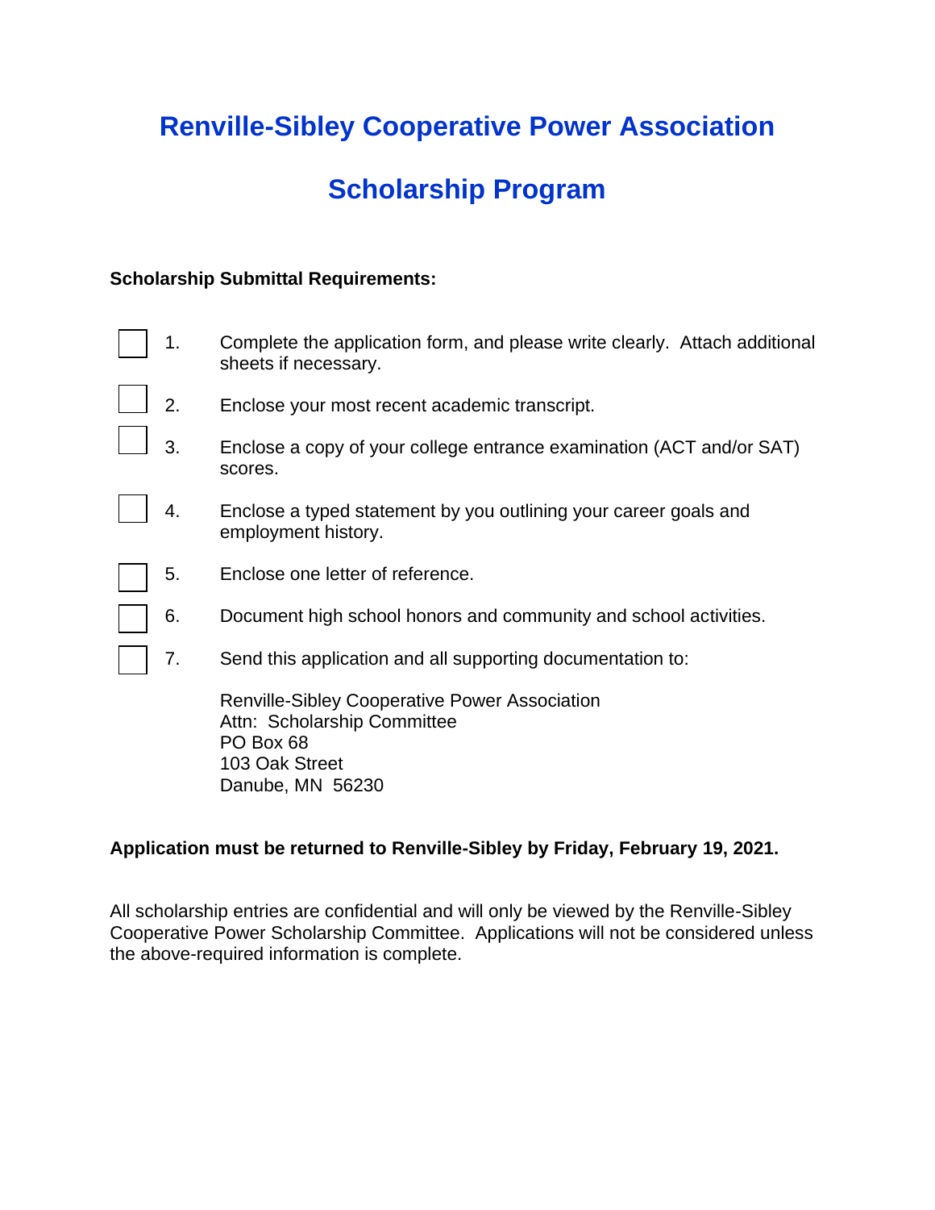# Renville-Sibley Cooperative Power Association

# Scholarship Program

**Scholarship Submittal Requirements:**

- [ ] 1. Complete the application form, and please write clearly. Attach additional sheets if necessary.
- [ ] 2. Enclose your most recent academic transcript.
- [ ] 3. Enclose a copy of your college entrance examination (ACT and/or SAT) scores.
- [ ] 4. Enclose a typed statement by you outlining your career goals and employment history.
- [ ] 5. Enclose one letter of reference.
- [ ] 6. Document high school honors and community and school activities.
- [ ] 7. Send this application and all supporting documentation to:

  Renville-Sibley Cooperative Power Association
  Attn: Scholarship Committee
  PO Box 68
  103 Oak Street
  Danube, MN 56230

**Application must be returned to Renville-Sibley by Friday, February 19, 2021.**

All scholarship entries are confidential and will only be viewed by the Renville-Sibley Cooperative Power Scholarship Committee. Applications will not be considered unless the above-required information is complete.